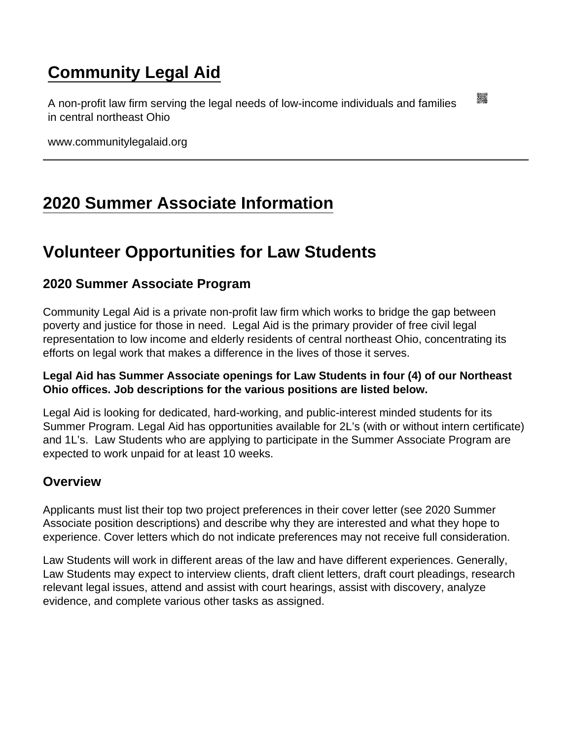# Community Legal Aid

A non-profit law firm serving the legal needs of low-income individuals and families in central northeast Ohio

www.communitylegalaid.org

---

# 2020 Summer Associate Information

## Volunteer Opportunities for Law Students

### 2020 Summer Associate Program

Community Legal Aid is a private non-profit law firm which works to bridge the gap between poverty and justice for those in need. Legal Aid is the primary provider of free civil legal representation to low income and elderly residents of central northeast Ohio, concentrating its efforts on legal work that makes a difference in the lives of those it serves.

**Legal Aid has Summer Associate openings for Law Students in four (4) of our Northeast Ohio offices. Job descriptions for the various positions are listed below.**

Legal Aid is looking for dedicated, hard-working, and public-interest minded students for its Summer Program. Legal Aid has opportunities available for 2L's (with or without intern certificate) and 1L's. Law Students who are applying to participate in the Summer Associate Program are expected to work unpaid for at least 10 weeks.

### Overview

Applicants must list their top two project preferences in their cover letter (see 2020 Summer Associate position descriptions) and describe why they are interested and what they hope to experience. Cover letters which do not indicate preferences may not receive full consideration.

Law Students will work in different areas of the law and have different experiences. Generally, Law Students may expect to interview clients, draft client letters, draft court pleadings, research relevant legal issues, attend and assist with court hearings, assist with discovery, analyze evidence, and complete various other tasks as assigned.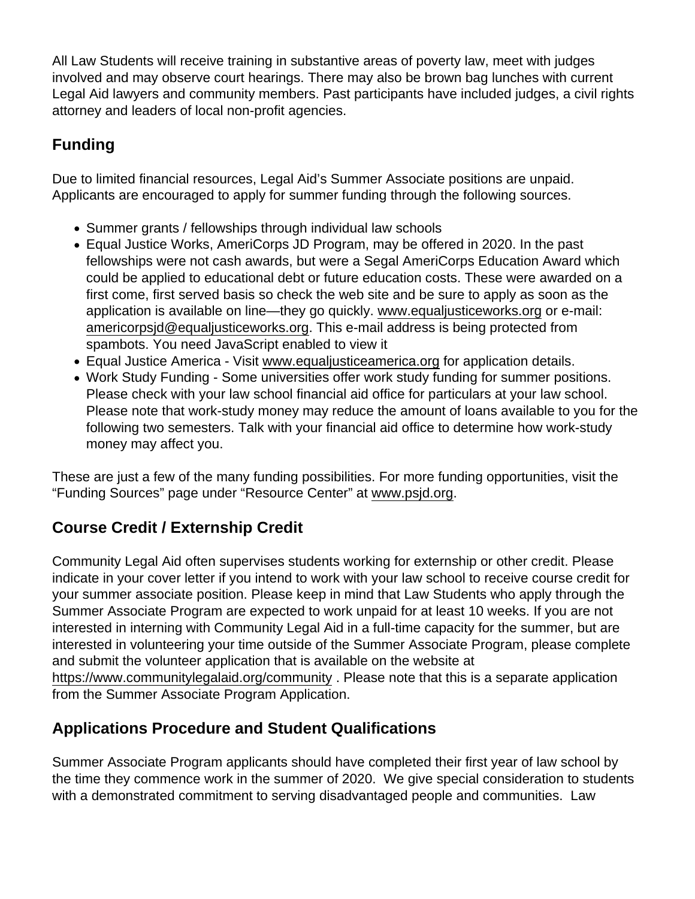All Law Students will receive training in substantive areas of poverty law, meet with judges involved and may observe court hearings. There may also be brown bag lunches with current Legal Aid lawyers and community members. Past participants have included judges, a civil rights attorney and leaders of local non-profit agencies.

## Funding

Due to limited financial resources, Legal Aid's Summer Associate positions are unpaid. Applicants are encouraged to apply for summer funding through the following sources.

- Summer grants / fellowships through individual law schools
- Equal Justice Works, AmeriCorps JD Program, may be offered in 2020. In the past fellowships were not cash awards, but were a Segal AmeriCorps Education Award which could be applied to educational debt or future education costs. These were awarded on a first come, first served basis so check the web site and be sure to apply as soon as the application is available on line—they go quickly. www.equaljusticeworks.org or e-mail: americorpsjd@equaljusticeworks.org. This e-mail address is being protected from spambots. You need JavaScript enabled to view it
- Equal Justice America - Visit www.equaljusticeamerica.org for application details.
- Work Study Funding - Some universities offer work study funding for summer positions. Please check with your law school financial aid office for particulars at your law school. Please note that work-study money may reduce the amount of loans available to you for the following two semesters. Talk with your financial aid office to determine how work-study money may affect you.

These are just a few of the many funding possibilities. For more funding opportunities, visit the "Funding Sources" page under "Resource Center" at www.psjd.org.

## Course Credit / Externship Credit

Community Legal Aid often supervises students working for externship or other credit. Please indicate in your cover letter if you intend to work with your law school to receive course credit for your summer associate position. Please keep in mind that Law Students who apply through the Summer Associate Program are expected to work unpaid for at least 10 weeks. If you are not interested in interning with Community Legal Aid in a full-time capacity for the summer, but are interested in volunteering your time outside of the Summer Associate Program, please complete and submit the volunteer application that is available on the website at https://www.communitylegalaid.org/community . Please note that this is a separate application from the Summer Associate Program Application.

## Applications Procedure and Student Qualifications

Summer Associate Program applicants should have completed their first year of law school by the time they commence work in the summer of 2020. We give special consideration to students with a demonstrated commitment to serving disadvantaged people and communities. Law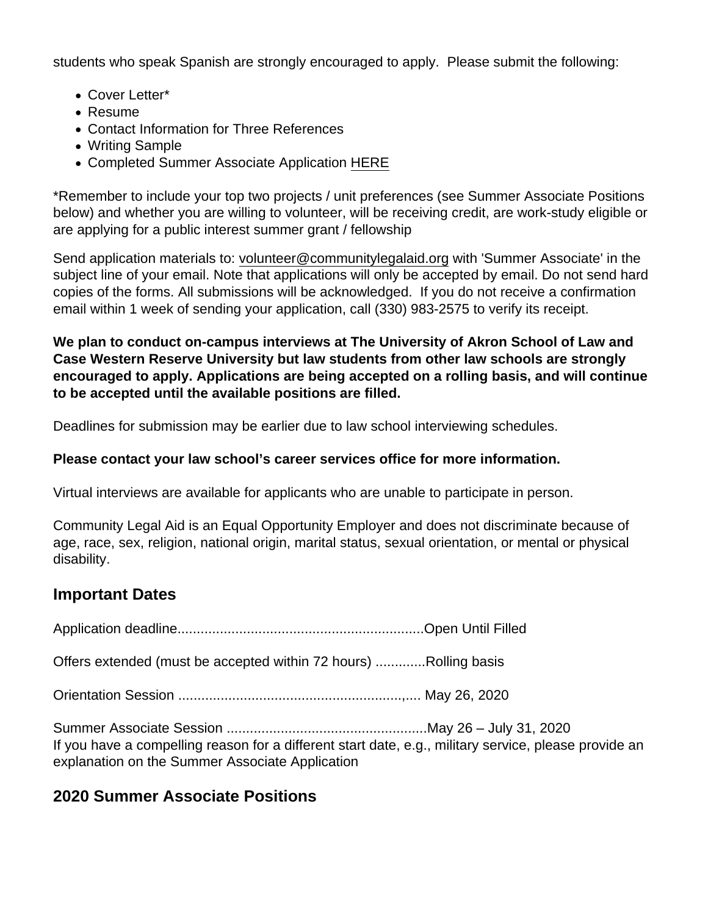students who speak Spanish are strongly encouraged to apply. Please submit the following:

- Cover Letter*
- Resume
- Contact Information for Three References
- Writing Sample
- Completed Summer Associate Application HERE

*Remember to include your top two projects / unit preferences (see Summer Associate Positions below) and whether you are willing to volunteer, will be receiving credit, are work-study eligible or are applying for a public interest summer grant / fellowship

Send application materials to: volunteer@communitylegalaid.org with 'Summer Associate' in the subject line of your email. Note that applications will only be accepted by email. Do not send hard copies of the forms. All submissions will be acknowledged. If you do not receive a confirmation email within 1 week of sending your application, call (330) 983-2575 to verify its receipt.

**We plan to conduct on-campus interviews at The University of Akron School of Law and Case Western Reserve University but law students from other law schools are strongly encouraged to apply. Applications are being accepted on a rolling basis, and will continue to be accepted until the available positions are filled.**

Deadlines for submission may be earlier due to law school interviewing schedules.

**Please contact your law school's career services office for more information.**

Virtual interviews are available for applicants who are unable to participate in person.

Community Legal Aid is an Equal Opportunity Employer and does not discriminate because of age, race, sex, religion, national origin, marital status, sexual orientation, or mental or physical disability.

## Important Dates

Application deadline................................................................Open Until Filled

Offers extended (must be accepted within 72 hours) .............Rolling basis

Orientation Session ............................................................,.... May 26, 2020

Summer Associate Session ....................................................May 26 – July 31, 2020
If you have a compelling reason for a different start date, e.g., military service, please provide an explanation on the Summer Associate Application

## 2020 Summer Associate Positions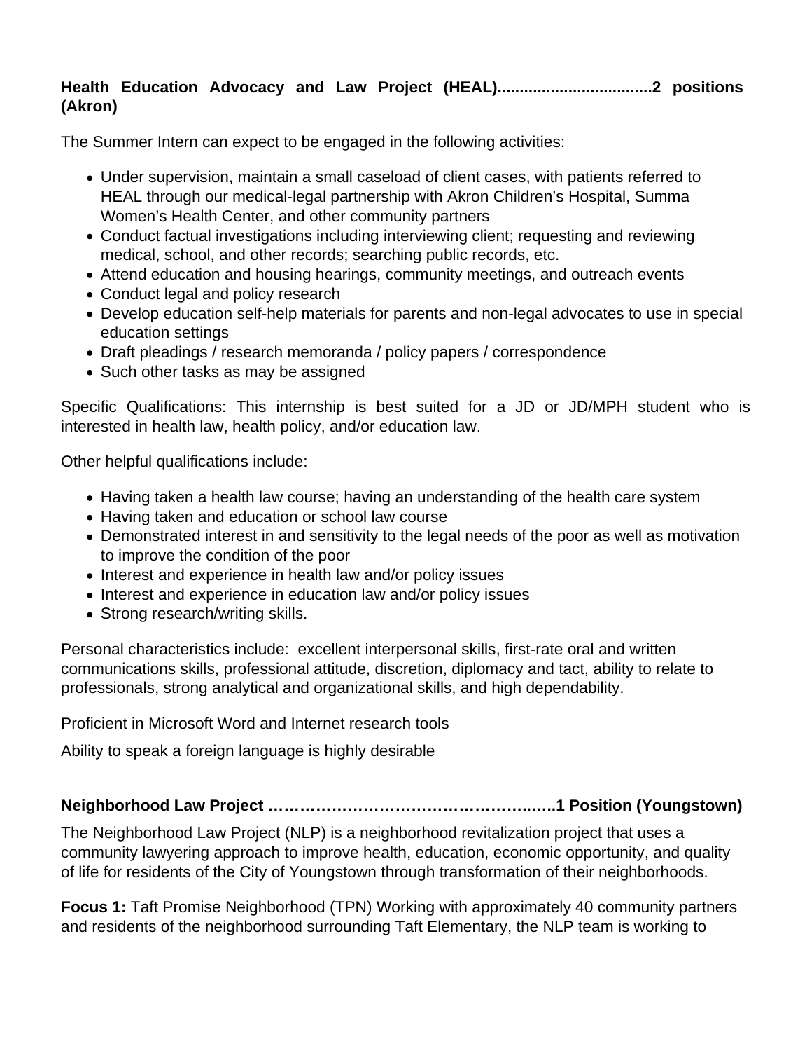**Health Education Advocacy and Law Project (HEAL)..................................2 positions (Akron)**

The Summer Intern can expect to be engaged in the following activities:

- Under supervision, maintain a small caseload of client cases, with patients referred to HEAL through our medical-legal partnership with Akron Children's Hospital, Summa Women's Health Center, and other community partners
- Conduct factual investigations including interviewing client; requesting and reviewing medical, school, and other records; searching public records, etc.
- Attend education and housing hearings, community meetings, and outreach events
- Conduct legal and policy research
- Develop education self-help materials for parents and non-legal advocates to use in special education settings
- Draft pleadings / research memoranda / policy papers / correspondence
- Such other tasks as may be assigned

Specific Qualifications: This internship is best suited for a JD or JD/MPH student who is interested in health law, health policy, and/or education law.

Other helpful qualifications include:

- Having taken a health law course; having an understanding of the health care system
- Having taken and education or school law course
- Demonstrated interest in and sensitivity to the legal needs of the poor as well as motivation to improve the condition of the poor
- Interest and experience in health law and/or policy issues
- Interest and experience in education law and/or policy issues
- Strong research/writing skills.

Personal characteristics include: excellent interpersonal skills, first-rate oral and written communications skills, professional attitude, discretion, diplomacy and tact, ability to relate to professionals, strong analytical and organizational skills, and high dependability.

Proficient in Microsoft Word and Internet research tools

Ability to speak a foreign language is highly desirable

**Neighborhood Law Project ………………………………………….…..1 Position (Youngstown)**

The Neighborhood Law Project (NLP) is a neighborhood revitalization project that uses a community lawyering approach to improve health, education, economic opportunity, and quality of life for residents of the City of Youngstown through transformation of their neighborhoods.

**Focus 1:** Taft Promise Neighborhood (TPN) Working with approximately 40 community partners and residents of the neighborhood surrounding Taft Elementary, the NLP team is working to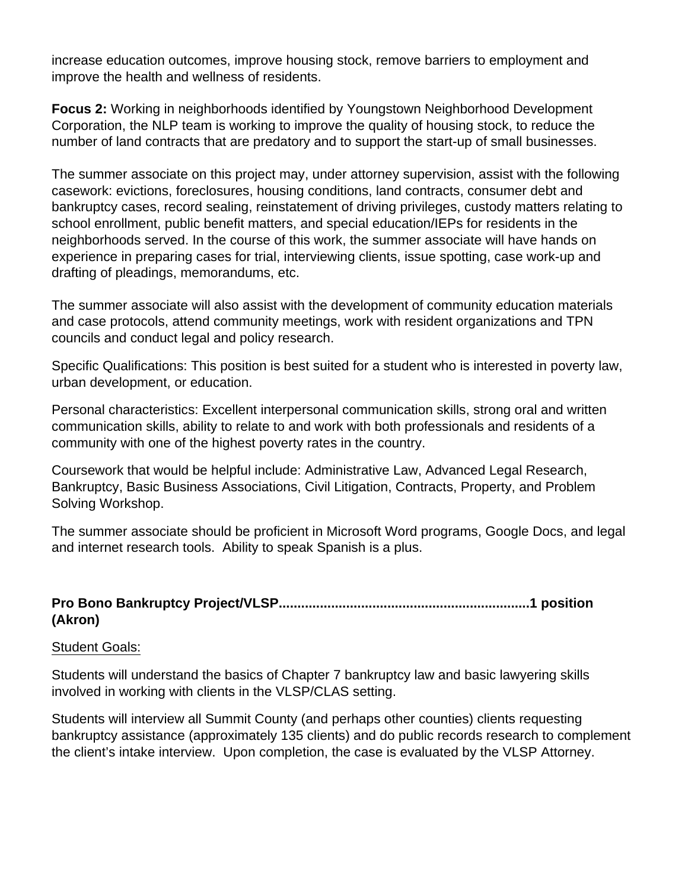increase education outcomes, improve housing stock, remove barriers to employment and improve the health and wellness of residents.

**Focus 2:** Working in neighborhoods identified by Youngstown Neighborhood Development Corporation, the NLP team is working to improve the quality of housing stock, to reduce the number of land contracts that are predatory and to support the start-up of small businesses.

The summer associate on this project may, under attorney supervision, assist with the following casework: evictions, foreclosures, housing conditions, land contracts, consumer debt and bankruptcy cases, record sealing, reinstatement of driving privileges, custody matters relating to school enrollment, public benefit matters, and special education/IEPs for residents in the neighborhoods served. In the course of this work, the summer associate will have hands on experience in preparing cases for trial, interviewing clients, issue spotting, case work-up and drafting of pleadings, memorandums, etc.

The summer associate will also assist with the development of community education materials and case protocols, attend community meetings, work with resident organizations and TPN councils and conduct legal and policy research.

Specific Qualifications: This position is best suited for a student who is interested in poverty law, urban development, or education.

Personal characteristics: Excellent interpersonal communication skills, strong oral and written communication skills, ability to relate to and work with both professionals and residents of a community with one of the highest poverty rates in the country.

Coursework that would be helpful include: Administrative Law, Advanced Legal Research, Bankruptcy, Basic Business Associations, Civil Litigation, Contracts, Property, and Problem Solving Workshop.

The summer associate should be proficient in Microsoft Word programs, Google Docs, and legal and internet research tools. Ability to speak Spanish is a plus.

**Pro Bono Bankruptcy Project/VLSP..................................................................1 position (Akron)**

Student Goals:

Students will understand the basics of Chapter 7 bankruptcy law and basic lawyering skills involved in working with clients in the VLSP/CLAS setting.

Students will interview all Summit County (and perhaps other counties) clients requesting bankruptcy assistance (approximately 135 clients) and do public records research to complement the client's intake interview. Upon completion, the case is evaluated by the VLSP Attorney.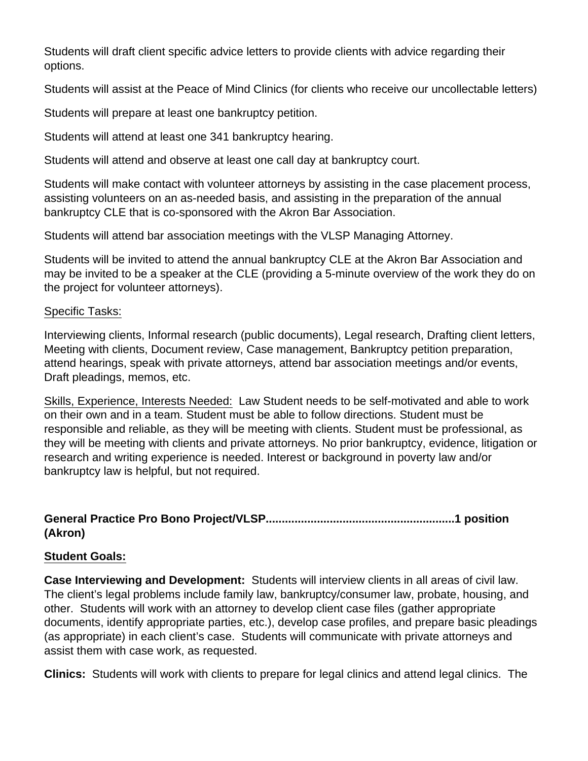Students will draft client specific advice letters to provide clients with advice regarding their options.

Students will assist at the Peace of Mind Clinics (for clients who receive our uncollectable letters)

Students will prepare at least one bankruptcy petition.

Students will attend at least one 341 bankruptcy hearing.

Students will attend and observe at least one call day at bankruptcy court.

Students will make contact with volunteer attorneys by assisting in the case placement process, assisting volunteers on an as-needed basis, and assisting in the preparation of the annual bankruptcy CLE that is co-sponsored with the Akron Bar Association.

Students will attend bar association meetings with the VLSP Managing Attorney.

Students will be invited to attend the annual bankruptcy CLE at the Akron Bar Association and may be invited to be a speaker at the CLE (providing a 5-minute overview of the work they do on the project for volunteer attorneys).

<u>Specific Tasks:</u>

Interviewing clients, Informal research (public documents), Legal research, Drafting client letters, Meeting with clients, Document review, Case management, Bankruptcy petition preparation, attend hearings, speak with private attorneys, attend bar association meetings and/or events, Draft pleadings, memos, etc.

<u>Skills, Experience, Interests Needed:</u> Law Student needs to be self-motivated and able to work on their own and in a team. Student must be able to follow directions. Student must be responsible and reliable, as they will be meeting with clients. Student must be professional, as they will be meeting with clients and private attorneys. No prior bankruptcy, evidence, litigation or research and writing experience is needed. Interest or background in poverty law and/or bankruptcy law is helpful, but not required.

**General Practice Pro Bono Project/VLSP.........................................................1 position (Akron)**

**<u>Student Goals:</u>**

**Case Interviewing and Development:** Students will interview clients in all areas of civil law. The client's legal problems include family law, bankruptcy/consumer law, probate, housing, and other. Students will work with an attorney to develop client case files (gather appropriate documents, identify appropriate parties, etc.), develop case profiles, and prepare basic pleadings (as appropriate) in each client's case. Students will communicate with private attorneys and assist them with case work, as requested.

**Clinics:** Students will work with clients to prepare for legal clinics and attend legal clinics. The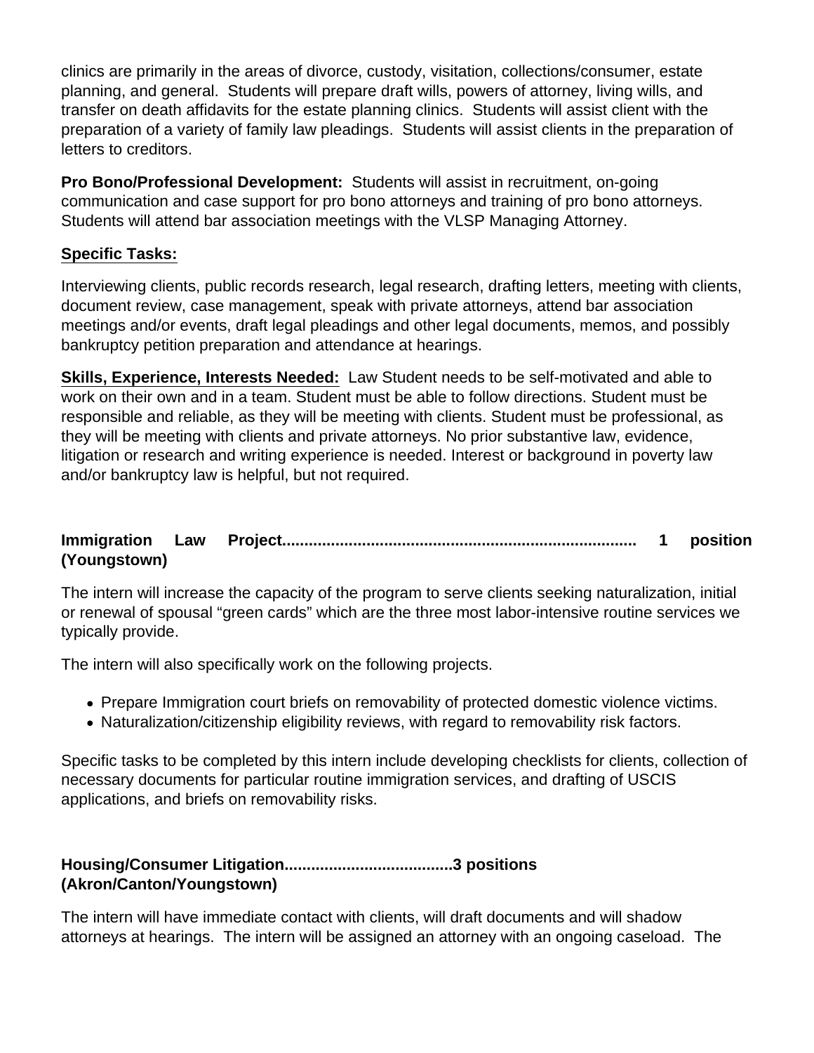clinics are primarily in the areas of divorce, custody, visitation, collections/consumer, estate planning, and general. Students will prepare draft wills, powers of attorney, living wills, and transfer on death affidavits for the estate planning clinics. Students will assist client with the preparation of a variety of family law pleadings. Students will assist clients in the preparation of letters to creditors.

**Pro Bono/Professional Development:** Students will assist in recruitment, on-going communication and case support for pro bono attorneys and training of pro bono attorneys. Students will attend bar association meetings with the VLSP Managing Attorney.

**<u>Specific Tasks:</u>**

Interviewing clients, public records research, legal research, drafting letters, meeting with clients, document review, case management, speak with private attorneys, attend bar association meetings and/or events, draft legal pleadings and other legal documents, memos, and possibly bankruptcy petition preparation and attendance at hearings.

**<u>Skills, Experience, Interests Needed:</u>** Law Student needs to be self-motivated and able to work on their own and in a team. Student must be able to follow directions. Student must be responsible and reliable, as they will be meeting with clients. Student must be professional, as they will be meeting with clients and private attorneys. No prior substantive law, evidence, litigation or research and writing experience is needed. Interest or background in poverty law and/or bankruptcy law is helpful, but not required.

**Immigration Law Project............................................................................ 1 position (Youngstown)**

The intern will increase the capacity of the program to serve clients seeking naturalization, initial or renewal of spousal "green cards" which are the three most labor-intensive routine services we typically provide.

The intern will also specifically work on the following projects.

- Prepare Immigration court briefs on removability of protected domestic violence victims.
- Naturalization/citizenship eligibility reviews, with regard to removability risk factors.

Specific tasks to be completed by this intern include developing checklists for clients, collection of necessary documents for particular routine immigration services, and drafting of USCIS applications, and briefs on removability risks.

**Housing/Consumer Litigation.....................................3 positions (Akron/Canton/Youngstown)**

The intern will have immediate contact with clients, will draft documents and will shadow attorneys at hearings. The intern will be assigned an attorney with an ongoing caseload. The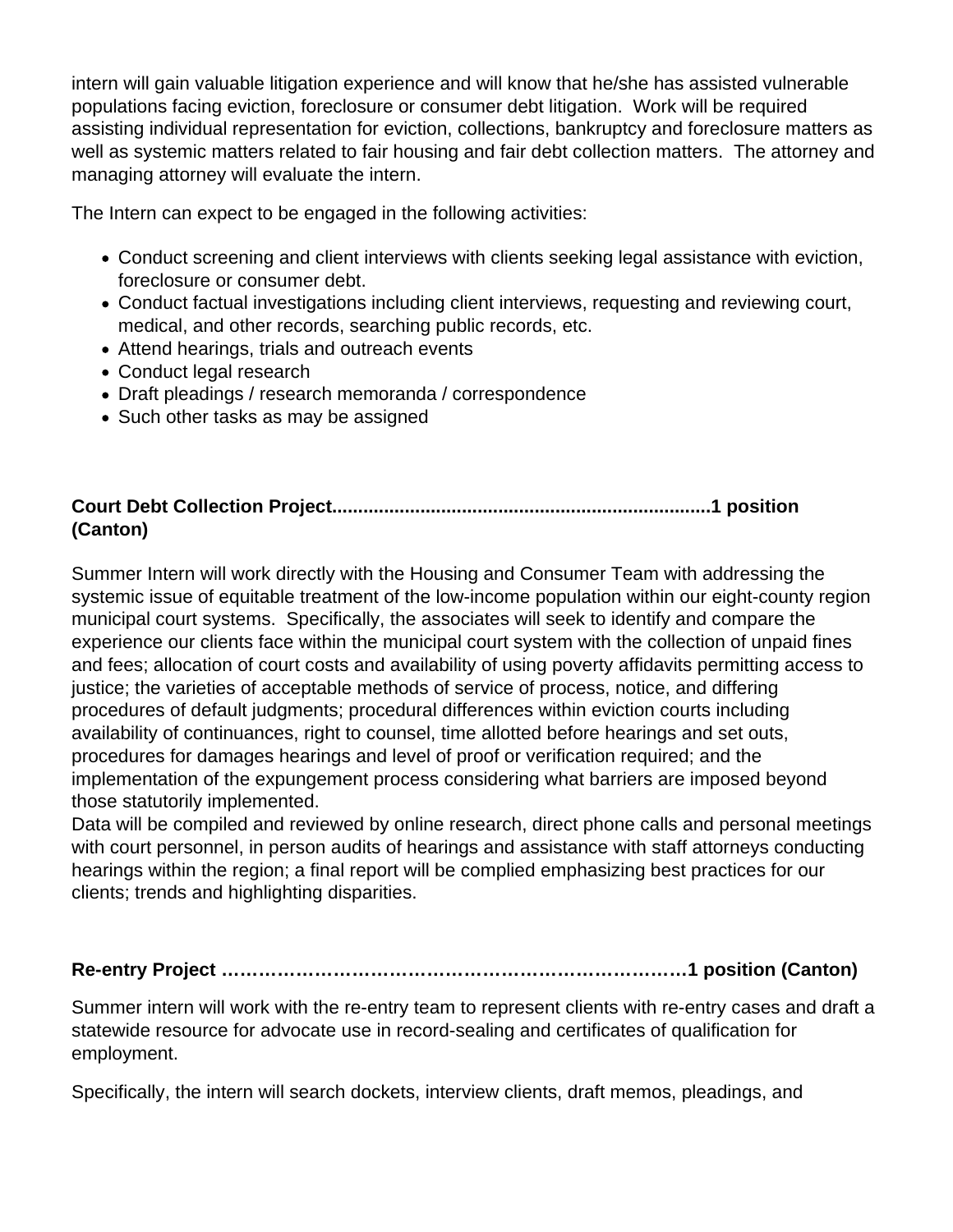intern will gain valuable litigation experience and will know that he/she has assisted vulnerable populations facing eviction, foreclosure or consumer debt litigation. Work will be required assisting individual representation for eviction, collections, bankruptcy and foreclosure matters as well as systemic matters related to fair housing and fair debt collection matters. The attorney and managing attorney will evaluate the intern.

The Intern can expect to be engaged in the following activities:

- Conduct screening and client interviews with clients seeking legal assistance with eviction, foreclosure or consumer debt.
- Conduct factual investigations including client interviews, requesting and reviewing court, medical, and other records, searching public records, etc.
- Attend hearings, trials and outreach events
- Conduct legal research
- Draft pleadings / research memoranda / correspondence
- Such other tasks as may be assigned

**Court Debt Collection Project.......................................................................1 position (Canton)**

Summer Intern will work directly with the Housing and Consumer Team with addressing the systemic issue of equitable treatment of the low-income population within our eight-county region municipal court systems. Specifically, the associates will seek to identify and compare the experience our clients face within the municipal court system with the collection of unpaid fines and fees; allocation of court costs and availability of using poverty affidavits permitting access to justice; the varieties of acceptable methods of service of process, notice, and differing procedures of default judgments; procedural differences within eviction courts including availability of continuances, right to counsel, time allotted before hearings and set outs, procedures for damages hearings and level of proof or verification required; and the implementation of the expungement process considering what barriers are imposed beyond those statutorily implemented.
Data will be compiled and reviewed by online research, direct phone calls and personal meetings with court personnel, in person audits of hearings and assistance with staff attorneys conducting hearings within the region; a final report will be complied emphasizing best practices for our clients; trends and highlighting disparities.

**Re-entry Project ……………………………………………………………….1 position (Canton)**

Summer intern will work with the re-entry team to represent clients with re-entry cases and draft a statewide resource for advocate use in record-sealing and certificates of qualification for employment.

Specifically, the intern will search dockets, interview clients, draft memos, pleadings, and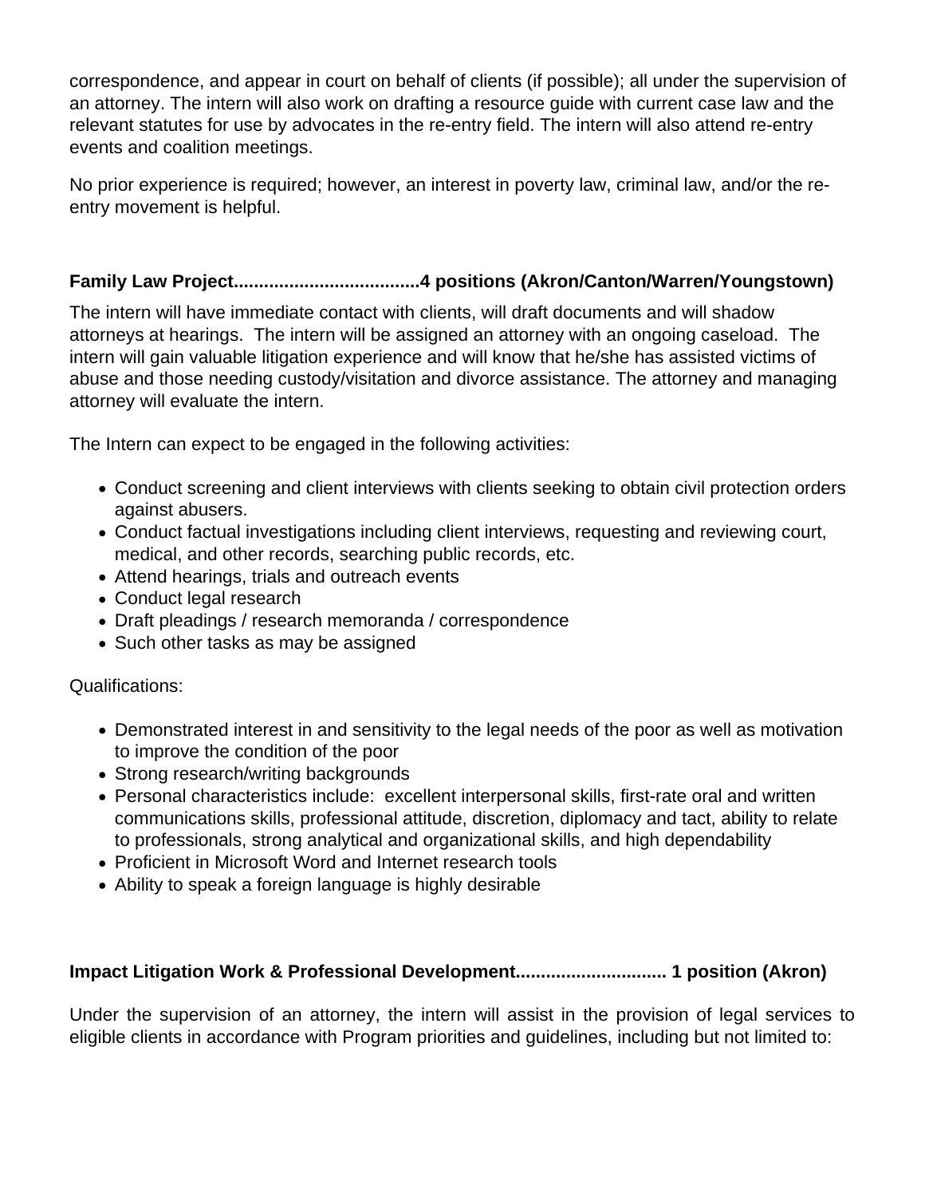correspondence, and appear in court on behalf of clients (if possible); all under the supervision of an attorney. The intern will also work on drafting a resource guide with current case law and the relevant statutes for use by advocates in the re-entry field. The intern will also attend re-entry events and coalition meetings.

No prior experience is required; however, an interest in poverty law, criminal law, and/or the re-entry movement is helpful.

**Family Law Project.....................................4 positions (Akron/Canton/Warren/Youngstown)**

The intern will have immediate contact with clients, will draft documents and will shadow attorneys at hearings. The intern will be assigned an attorney with an ongoing caseload. The intern will gain valuable litigation experience and will know that he/she has assisted victims of abuse and those needing custody/visitation and divorce assistance. The attorney and managing attorney will evaluate the intern.

The Intern can expect to be engaged in the following activities:

- Conduct screening and client interviews with clients seeking to obtain civil protection orders against abusers.
- Conduct factual investigations including client interviews, requesting and reviewing court, medical, and other records, searching public records, etc.
- Attend hearings, trials and outreach events
- Conduct legal research
- Draft pleadings / research memoranda / correspondence
- Such other tasks as may be assigned

Qualifications:

- Demonstrated interest in and sensitivity to the legal needs of the poor as well as motivation to improve the condition of the poor
- Strong research/writing backgrounds
- Personal characteristics include: excellent interpersonal skills, first-rate oral and written communications skills, professional attitude, discretion, diplomacy and tact, ability to relate to professionals, strong analytical and organizational skills, and high dependability
- Proficient in Microsoft Word and Internet research tools
- Ability to speak a foreign language is highly desirable

**Impact Litigation Work & Professional Development............................. 1 position (Akron)**

Under the supervision of an attorney, the intern will assist in the provision of legal services to eligible clients in accordance with Program priorities and guidelines, including but not limited to: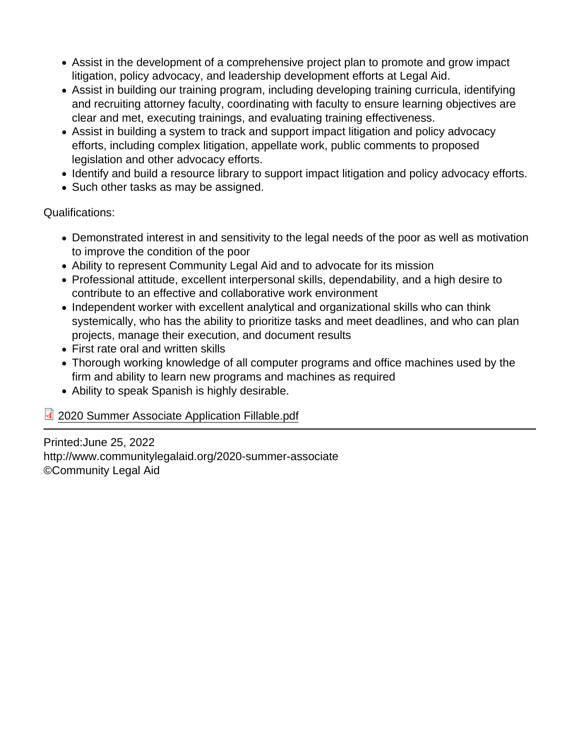- Assist in the development of a comprehensive project plan to promote and grow impact litigation, policy advocacy, and leadership development efforts at Legal Aid.
- Assist in building our training program, including developing training curricula, identifying and recruiting attorney faculty, coordinating with faculty to ensure learning objectives are clear and met, executing trainings, and evaluating training effectiveness.
- Assist in building a system to track and support impact litigation and policy advocacy efforts, including complex litigation, appellate work, public comments to proposed legislation and other advocacy efforts.
- Identify and build a resource library to support impact litigation and policy advocacy efforts.
- Such other tasks as may be assigned.

Qualifications:

- Demonstrated interest in and sensitivity to the legal needs of the poor as well as motivation to improve the condition of the poor
- Ability to represent Community Legal Aid and to advocate for its mission
- Professional attitude, excellent interpersonal skills, dependability, and a high desire to contribute to an effective and collaborative work environment
- Independent worker with excellent analytical and organizational skills who can think systemically, who has the ability to prioritize tasks and meet deadlines, and who can plan projects, manage their execution, and document results
- First rate oral and written skills
- Thorough working knowledge of all computer programs and office machines used by the firm and ability to learn new programs and machines as required
- Ability to speak Spanish is highly desirable.

2020 Summer Associate Application Fillable.pdf

---

Printed:June 25, 2022
http://www.communitylegalaid.org/2020-summer-associate
©Community Legal Aid